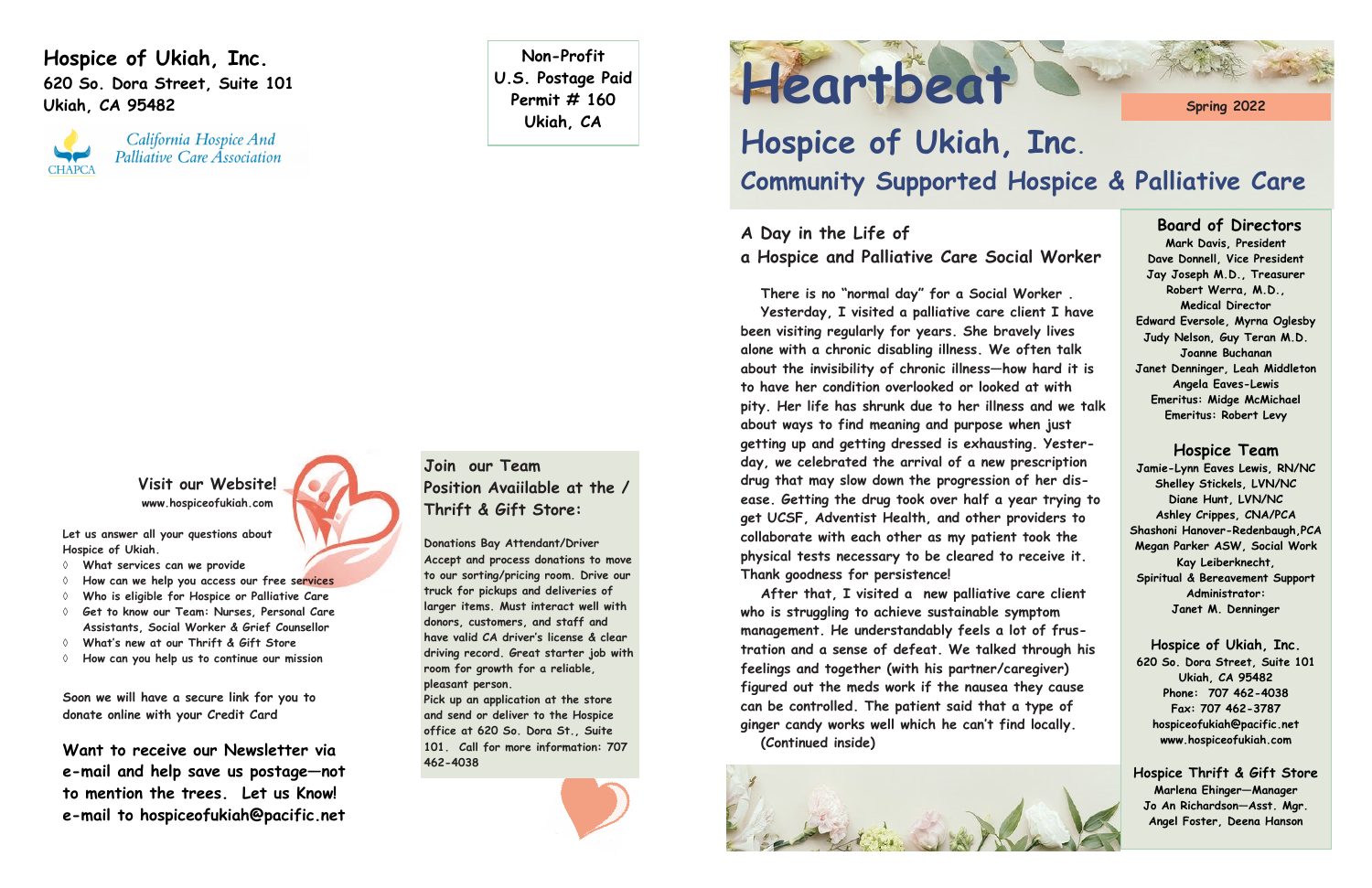**Hospice of Ukiah, Inc.**
**620 So. Dora Street, Suite 101**
**Ukiah, CA 95482**

CHAPCA — *California Hospice And Palliative Care Association*

Non-Profit
U.S. Postage Paid
Permit # 160
Ukiah, CA

### Visit our Website!

**www.hospiceofukiah.com**

Let us answer all your questions about Hospice of Ukiah.

- What services can we provide
- How can we help you access our free services
- Who is eligible for Hospice or Palliative Care
- Get to know our Team: Nurses, Personal Care Assistants, Social Worker & Grief Counsellor
- What's new at our Thrift & Gift Store
- How can you help us to continue our mission

Soon we will have a secure link for you to donate online with your Credit Card

**Want to receive our Newsletter via e-mail and help save us postage—not to mention the trees. Let us Know! e-mail to hospiceofukiah@pacific.net**

### Join our Team
### Position Avaiilable at the / Thrift & Gift Store:

Donations Bay Attendant/Driver
Accept and process donations to move to our sorting/pricing room. Drive our truck for pickups and deliveries of larger items. Must interact well with donors, customers, and staff and have valid CA driver's license & clear driving record. Great starter job with room for growth for a reliable, pleasant person.
Pick up an application at the store and send or deliver to the Hospice office at 620 So. Dora St., Suite 101. Call for more information: 707 462-4038

# Heartbeat

Spring 2022

## Hospice of Ukiah, Inc.
## Community Supported Hospice & Palliative Care

### A Day in the Life of a Hospice and Palliative Care Social Worker

There is no "normal day" for a Social Worker .

Yesterday, I visited a palliative care client I have been visiting regularly for years. She bravely lives alone with a chronic disabling illness. We often talk about the invisibility of chronic illness—how hard it is to have her condition overlooked or looked at with pity. Her life has shrunk due to her illness and we talk about ways to find meaning and purpose when just getting up and getting dressed is exhausting. Yesterday, we celebrated the arrival of a new prescription drug that may slow down the progression of her disease. Getting the drug took over half a year trying to get UCSF, Adventist Health, and other providers to collaborate with each other as my patient took the physical tests necessary to be cleared to receive it. Thank goodness for persistence!

After that, I visited a new palliative care client who is struggling to achieve sustainable symptom management. He understandably feels a lot of frustration and a sense of defeat. We talked through his feelings and together (with his partner/caregiver) figured out the meds work if the nausea they cause can be controlled. The patient said that a type of ginger candy works well which he can't find locally.

(Continued inside)

### Board of Directors

Mark Davis, President
Dave Donnell, Vice President
Jay Joseph M.D., Treasurer
Robert Werra, M.D., Medical Director
Edward Eversole, Myrna Oglesby
Judy Nelson, Guy Teran M.D.
Joanne Buchanan
Janet Denninger, Leah Middleton
Angela Eaves-Lewis
Emeritus: Midge McMichael
Emeritus: Robert Levy

### Hospice Team

Jamie-Lynn Eaves Lewis, RN/NC
Shelley Stickels, LVN/NC
Diane Hunt, LVN/NC
Ashley Crippes, CNA/PCA
Shashoni Hanover-Redenbaugh, PCA
Megan Parker ASW, Social Work
Kay Leiberknecht, Spiritual & Bereavement Support
Administrator: Janet M. Denninger

### Hospice of Ukiah, Inc.

620 So. Dora Street, Suite 101
Ukiah, CA 95482
Phone: 707 462-4038
Fax: 707 462-3787
hospiceofukiah@pacific.net
www.hospiceofukiah.com

### Hospice Thrift & Gift Store

Marlena Ehinger—Manager
Jo An Richardson—Asst. Mgr.
Angel Foster, Deena Hanson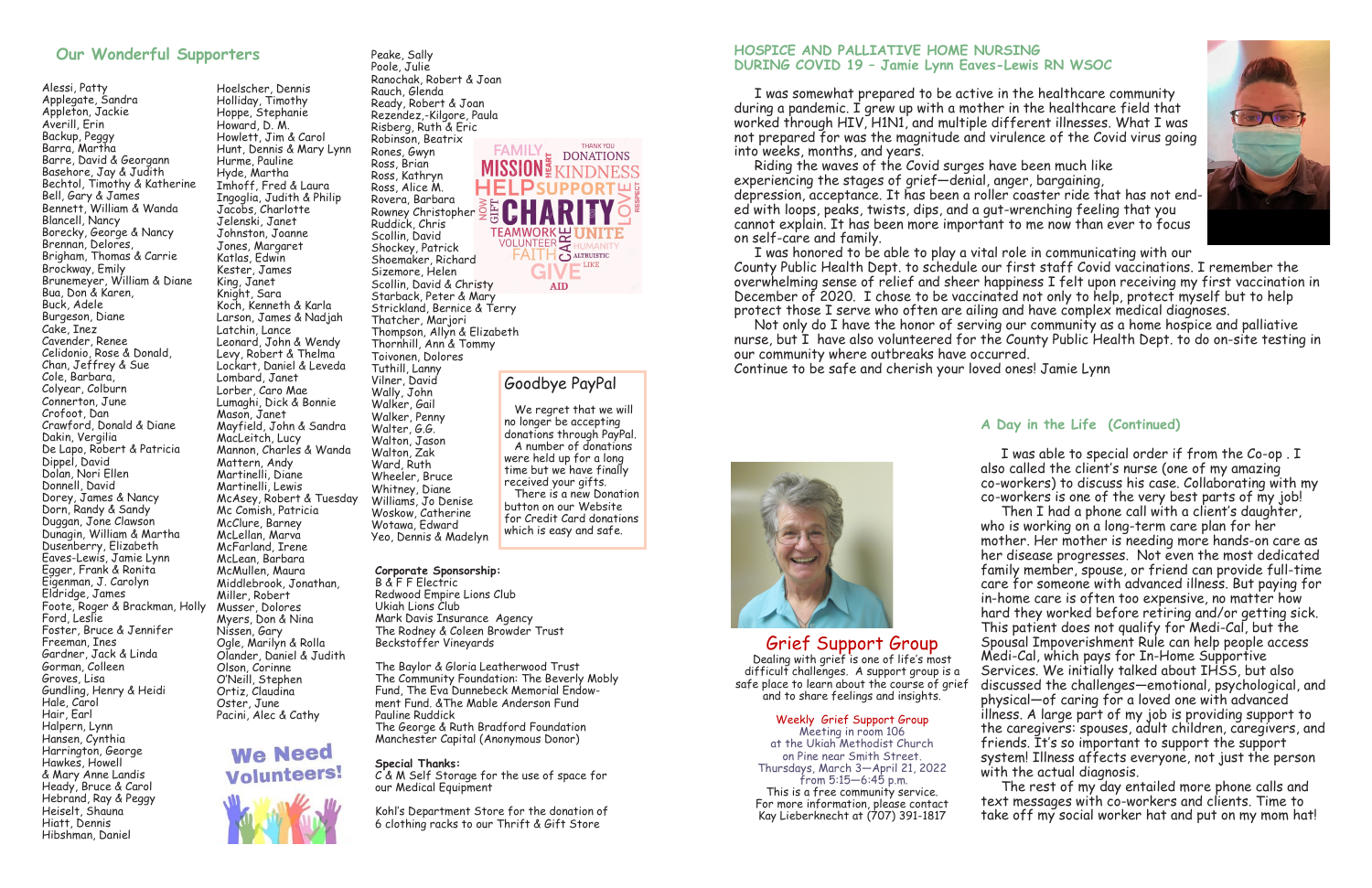## Our Wonderful Supporters

Alessi, Patty
Applegate, Sandra
Appleton, Jackie
Averill, Erin
Backup, Peggy
Barra, Martha
Barre, David & Georgann
Basehore, Jay & Judith
Bechtol, Timothy & Katherine
Bell, Gary & James
Bennett, William & Wanda
Blancell, Nancy
Borecky, George & Nancy
Brennan, Delores,
Brigham, Thomas & Carrie
Brockway, Emily
Brunemeyer, William & Diane
Bua, Don & Karen,
Buck, Adele
Burgeson, Diane
Cake, Inez
Cavender, Renee
Celidonio, Rose & Donald,
Chan, Jeffrey & Sue
Cole, Barbara,
Colyear, Colburn
Connerton, June
Crofoot, Dan
Crawford, Donald & Diane
Dakin, Vergilia
De Lapo, Robert & Patricia
Dippel, David
Dolan, Nori Ellen
Donnell, David
Dorey, James & Nancy
Dorn, Randy & Sandy
Duggan, Jone Clawson
Dunagin, William & Martha
Dusenberry, Elizabeth
Eaves-Lewis, Jamie Lynn
Egger, Frank & Ronita
Eigenman, J. Carolyn
Eldridge, James
Foote, Roger & Brackman, Holly
Ford, Leslie
Foster, Bruce & Jennifer
Freeman, Ines
Gardner, Jack & Linda
Gorman, Colleen
Groves, Lisa
Gundling, Henry & Heidi
Hale, Carol
Hair, Earl
Halpern, Lynn
Hansen, Cynthia
Harrington, George
Hawkes, Howell
& Mary Anne Landis
Heady, Bruce & Carol
Hebrand, Ray & Peggy
Heiselt, Shauna
Hiatt, Dennis
Hibshman, Daniel
Hoelscher, Dennis
Holliday, Timothy
Hoppe, Stephanie
Howard, D. M.
Howlett, Jim & Carol
Hunt, Dennis & Mary Lynn
Hurme, Pauline
Hyde, Martha
Imhoff, Fred & Laura
Ingoglia, Judith & Philip
Jacobs, Charlotte
Jelenski, Janet
Johnston, Joanne
Jones, Margaret
Katlas, Edwin
Kester, James
King, Janet
Knight, Sara
Koch, Kenneth & Karla
Larson, James & Nadjah
Latchin, Lance
Leonard, John & Wendy
Levy, Robert & Thelma
Lockart, Daniel & Leveda
Lombard, Janet
Lorber, Caro Mae
Lumaghi, Dick & Bonnie
Mason, Janet
Mayfield, John & Sandra
MacLeitch, Lucy
Mannon, Charles & Wanda
Mattern, Andy
Martinelli, Diane
Martinelli, Lewis
McAsey, Robert & Tuesday
Mc Comish, Patricia
McClure, Barney
McLellan, Marva
McFarland, Irene
McLean, Barbara
McMullen, Maura
Middlebrook, Jonathan,
Miller, Robert
Musser, Dolores
Myers, Don & Nina
Nissen, Gary
Ogle, Marilyn & Rolla
Olander, Daniel & Judith
Olson, Corinne
O'Neill, Stephen
Ortiz, Claudina
Oster, June
Pacini, Alec & Cathy
Peake, Sally
Poole, Julie
Ranochak, Robert & Joan
Rauch, Glenda
Ready, Robert & Joan
Rezendez,-Kilgore, Paula
Risberg, Ruth & Eric
Robinson, Beatrix
Rones, Gwyn
Ross, Brian
Ross, Kathryn
Ross, Alice M.
Rovera, Barbara
Rowney Christopher
Ruddick, Chris
Scollin, David
Shockey, Patrick
Shoemaker, Richard
Sizemore, Helen
Scollin, David & Christy
Starbuck, Peter & Mary
Strickland, Bernice & Terry
Thatcher, Marjori
Thompson, Allyn & Elizabeth
Thornhill, Ann & Tommy
Toivonen, Dolores
Tuthill, Lanny
Vilner, David
Wally, John
Walker, Gail
Walker, Penny
Walter, G.G.
Walton, Jason
Walton, Zak
Ward, Ruth
Wheeler, Bruce
Whitney, Diane
Williams, Jo Denise
Woskow, Catherine
Wotawa, Edward
Yeo, Dennis & Madelyn

### Goodbye PayPal

We regret that we will no longer be accepting donations through PayPal.
A number of donations were held up for a long time but we have finally received your gifts.
There is a new Donation button on our Website for Credit Card donations which is easy and safe.

**Corporate Sponsorship:**
B & F F Electric
Redwood Empire Lions Club
Ukiah Lions Club
Mark Davis Insurance Agency
The Rodney & Coleen Browder Trust
Beckstoffer Vineyards

The Baylor & Gloria Leatherwood Trust
The Community Foundation: The Beverly Mobly Fund, The Eva Dunnebeck Memorial Endowment Fund. &The Mable Anderson Fund
Pauline Ruddick
The George & Ruth Bradford Foundation
Manchester Capital (Anonymous Donor)

**Special Thanks:**
C & M Self Storage for the use of space for our Medical Equipment

Kohl's Department Store for the donation of 6 clothing racks to our Thrift & Gift Store

**We Need Volunteers!**

## HOSPICE AND PALLIATIVE HOME NURSING DURING COVID 19 – Jamie Lynn Eaves-Lewis RN WSOC

I was somewhat prepared to be active in the healthcare community during a pandemic. I grew up with a mother in the healthcare field that worked through HIV, H1N1, and multiple different illnesses. What I was not prepared for was the magnitude and virulence of the Covid virus going into weeks, months, and years.

Riding the waves of the Covid surges have been much like experiencing the stages of grief—denial, anger, bargaining, depression, acceptance. It has been a roller coaster ride that has not ended with loops, peaks, twists, dips, and a gut-wrenching feeling that you cannot explain. It has been more important to me now than ever to focus on self-care and family.

I was honored to be able to play a vital role in communicating with our County Public Health Dept. to schedule our first staff Covid vaccinations. I remember the overwhelming sense of relief and sheer happiness I felt upon receiving my first vaccination in December of 2020. I chose to be vaccinated not only to help, protect myself but to help protect those I serve who often are ailing and have complex medical diagnoses.

Not only do I have the honor of serving our community as a home hospice and palliative nurse, but I have also volunteered for the County Public Health Dept. to do on-site testing in our community where outbreaks have occurred.

Continue to be safe and cherish your loved ones! Jamie Lynn

## Grief Support Group

Dealing with grief is one of life's most difficult challenges. A support group is a safe place to learn about the course of grief and to share feelings and insights.

Weekly Grief Support Group
Meeting in room 106
at the Ukiah Methodist Church
on Pine near Smith Street.
Thursdays, March 3—April 21, 2022
from 5:15—6:45 p.m.
This is a free community service.
For more information, please contact
Kay Lieberknecht at (707) 391-1817

## A Day in the Life (Continued)

I was able to special order it from the Co-op . I also called the client's nurse (one of my amazing co-workers) to discuss his case. Collaborating with my co-workers is one of the very best parts of my job!

Then I had a phone call with a client's daughter, who is working on a long-term care plan for her mother. Her mother is needing more hands-on care as her disease progresses. Not even the most dedicated family member, spouse, or friend can provide full-time care for someone with advanced illness. But paying for in-home care is often too expensive, no matter how hard they worked before retiring and/or getting sick. This patient does not qualify for Medi-Cal, but the Spousal Impoverishment Rule can help people access Medi-Cal, which pays for In-Home Supportive Services. We initially talked about IHSS, but also discussed the challenges—emotional, psychological, and physical—of caring for a loved one with advanced illness. A large part of my job is providing support to the caregivers: spouses, adult children, caregivers, and friends. It's so important to support the support system! Illness affects everyone, not just the person with the actual diagnosis.

The rest of my day entailed more phone calls and text messages with co-workers and clients. Time to take off my social worker hat and put on my mom hat!